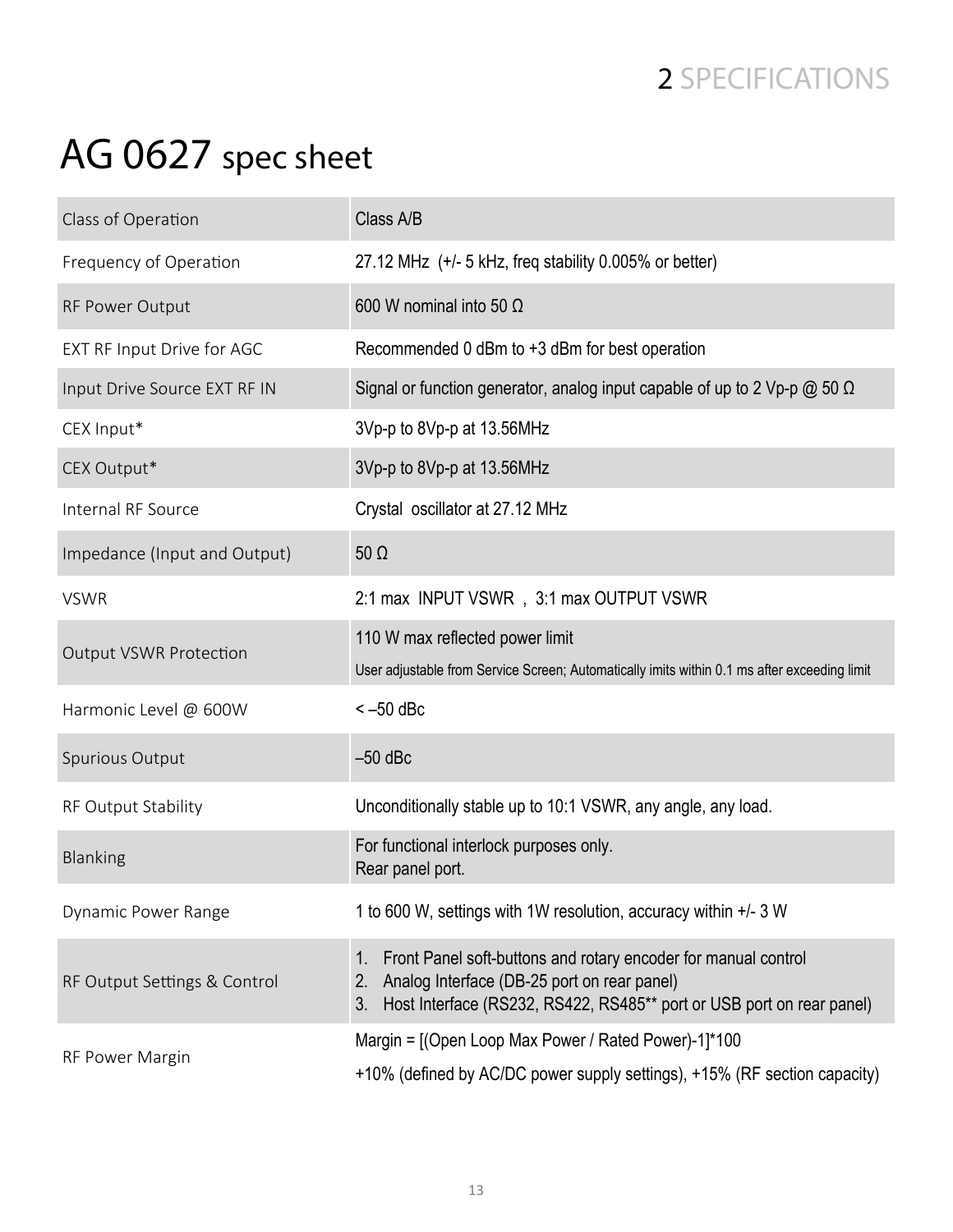# AG 0627 spec sheet

| | |
|---|---|
| Class of Operation | Class A/B |
| Frequency of Operation | 27.12 MHz (+/- 5 kHz, freq stability 0.005% or better) |
| RF Power Output | 600 W nominal into 50 Ω |
| EXT RF Input Drive for AGC | Recommended 0 dBm to +3 dBm for best operation |
| Input Drive Source EXT RF IN | Signal or function generator, analog input capable of up to 2 Vp-p @ 50 Ω |
| CEX Input* | 3Vp-p to 8Vp-p at 13.56MHz |
| CEX Output* | 3Vp-p to 8Vp-p at 13.56MHz |
| Internal RF Source | Crystal oscillator at 27.12 MHz |
| Impedance (Input and Output) | 50 Ω |
| VSWR | 2:1 max INPUT VSWR , 3:1 max OUTPUT VSWR |
| Output VSWR Protection | 110 W max reflected power limit<br>User adjustable from Service Screen; Automatically imits within 0.1 ms after exceeding limit |
| Harmonic Level @ 600W | < –50 dBc |
| Spurious Output | –50 dBc |
| RF Output Stability | Unconditionally stable up to 10:1 VSWR, any angle, any load. |
| Blanking | For functional interlock purposes only.<br>Rear panel port. |
| Dynamic Power Range | 1 to 600 W, settings with 1W resolution, accuracy within +/- 3 W |
| RF Output Settings & Control | 1. Front Panel soft-buttons and rotary encoder for manual control<br>2. Analog Interface (DB-25 port on rear panel)<br>3. Host Interface (RS232, RS422, RS485** port or USB port on rear panel) |
| RF Power Margin | Margin = [(Open Loop Max Power / Rated Power)-1]*100<br>+10% (defined by AC/DC power supply settings), +15% (RF section capacity) |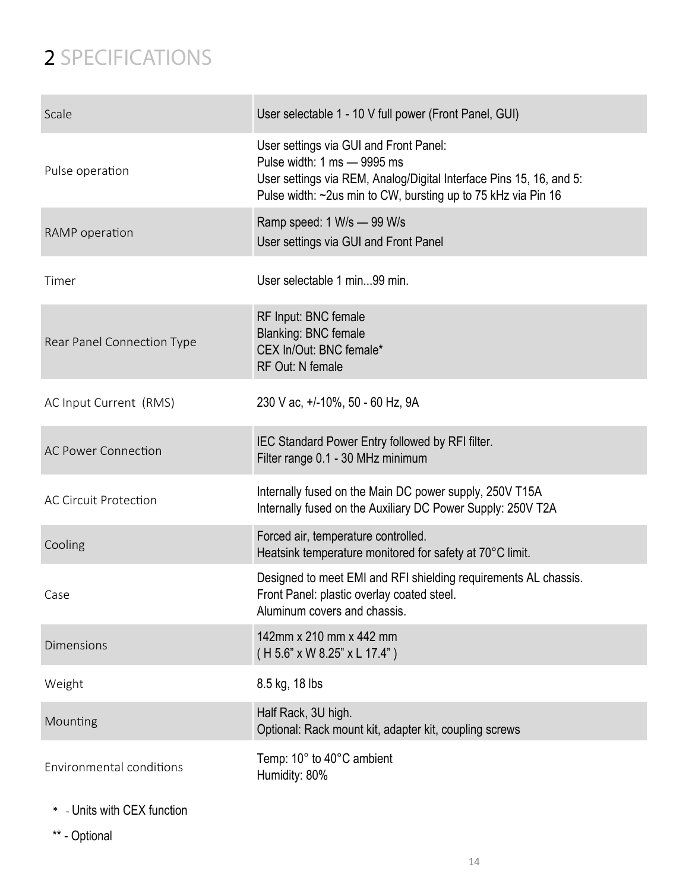# 2 SPECIFICATIONS

| | |
|---|---|
| Scale | User selectable 1 - 10 V full power (Front Panel, GUI) |
| Pulse operation | User settings via GUI and Front Panel:<br>Pulse width: 1 ms — 9995 ms<br>User settings via REM, Analog/Digital Interface Pins 15, 16, and 5:<br>Pulse width: ~2us min to CW, bursting up to 75 kHz via Pin 16 |
| RAMP operation | Ramp speed: 1 W/s — 99 W/s<br>User settings via GUI and Front Panel |
| Timer | User selectable 1 min...99 min. |
| Rear Panel Connection Type | RF Input: BNC female<br>Blanking: BNC female<br>CEX In/Out: BNC female*<br>RF Out: N female |
| AC Input Current (RMS) | 230 V ac, +/-10%, 50 - 60 Hz, 9A |
| AC Power Connection | IEC Standard Power Entry followed by RFI filter.<br>Filter range 0.1 - 30 MHz minimum |
| AC Circuit Protection | Internally fused on the Main DC power supply, 250V T15A<br>Internally fused on the Auxiliary DC Power Supply: 250V T2A |
| Cooling | Forced air, temperature controlled.<br>Heatsink temperature monitored for safety at 70°C limit. |
| Case | Designed to meet EMI and RFI shielding requirements AL chassis.<br>Front Panel: plastic overlay coated steel.<br>Aluminum covers and chassis. |
| Dimensions | 142mm x 210 mm x 442 mm<br>( H 5.6" x W 8.25" x L 17.4" ) |
| Weight | 8.5 kg, 18 lbs |
| Mounting | Half Rack, 3U high.<br>Optional: Rack mount kit, adapter kit, coupling screws |
| Environmental conditions | Temp: 10° to 40°C ambient<br>Humidity: 80% |

* - Units with CEX function

** - Optional